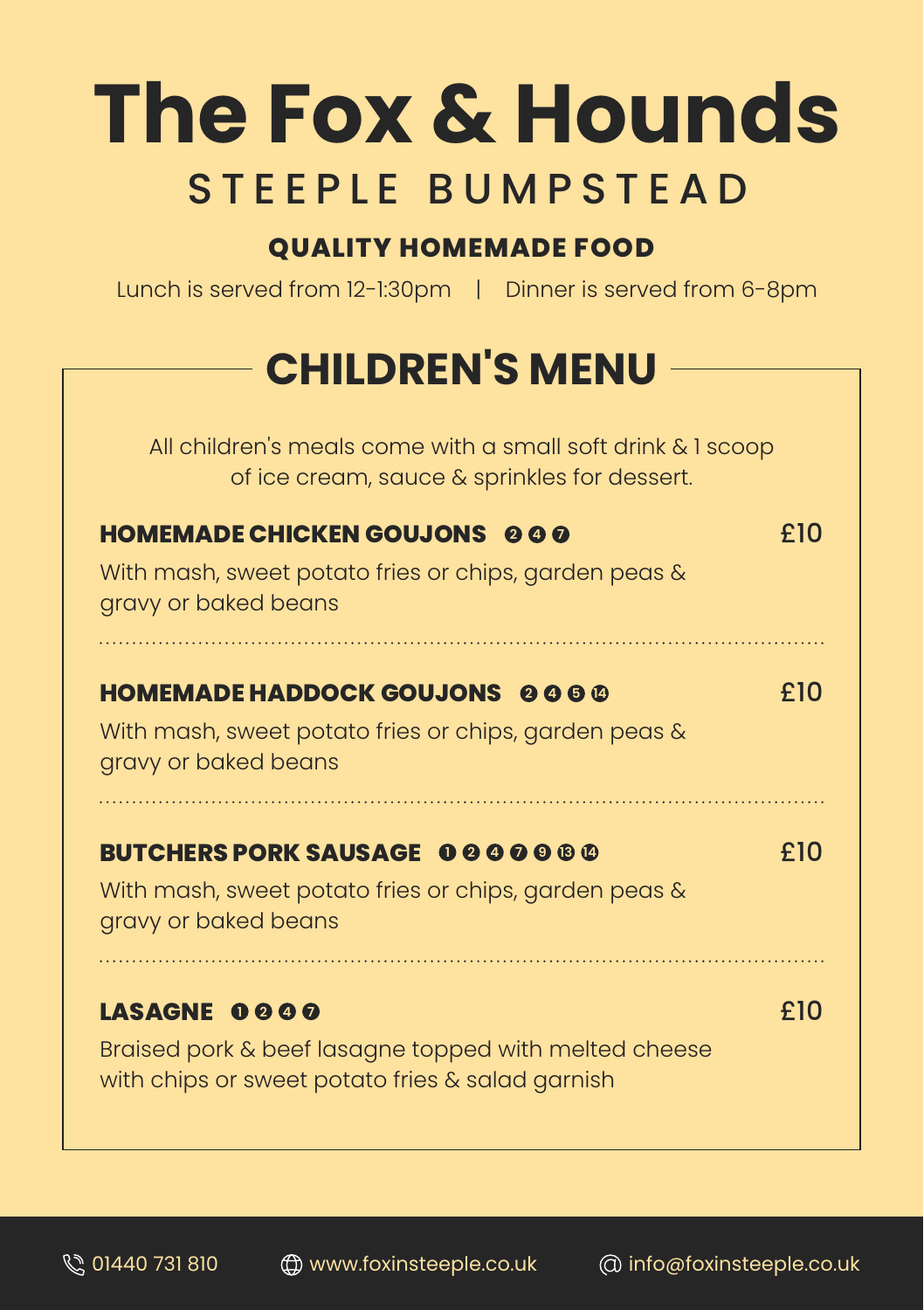# The Fox & Hounds

STEEPLE BUMPSTEAD

**QUALITY HOMEMADE FOOD**

Lunch is served from 12-1:30pm | Dinner is served from 6-8pm

## CHILDREN'S MENU

All children's meals come with a small soft drink & 1 scoop of ice cream, sauce & sprinkles for dessert.

**HOMEMADE CHICKEN GOUJONS** ❷ ❹ ❼ — £10

With mash, sweet potato fries or chips, garden peas & gravy or baked beans

---

**HOMEMADE HADDOCK GOUJONS** ❷ ❹ ❺ ⓮ — £10

With mash, sweet potato fries or chips, garden peas & gravy or baked beans

---

**BUTCHERS PORK SAUSAGE** ❶ ❷ ❹ ❼ ❾ ⓭ ⓮ — £10

With mash, sweet potato fries or chips, garden peas & gravy or baked beans

---

**LASAGNE** ❶ ❷ ❹ ❼ — £10

Braised pork & beef lasagne topped with melted cheese with chips or sweet potato fries & salad garnish

01440 731 810 | www.foxinsteeple.co.uk | info@foxinsteeple.co.uk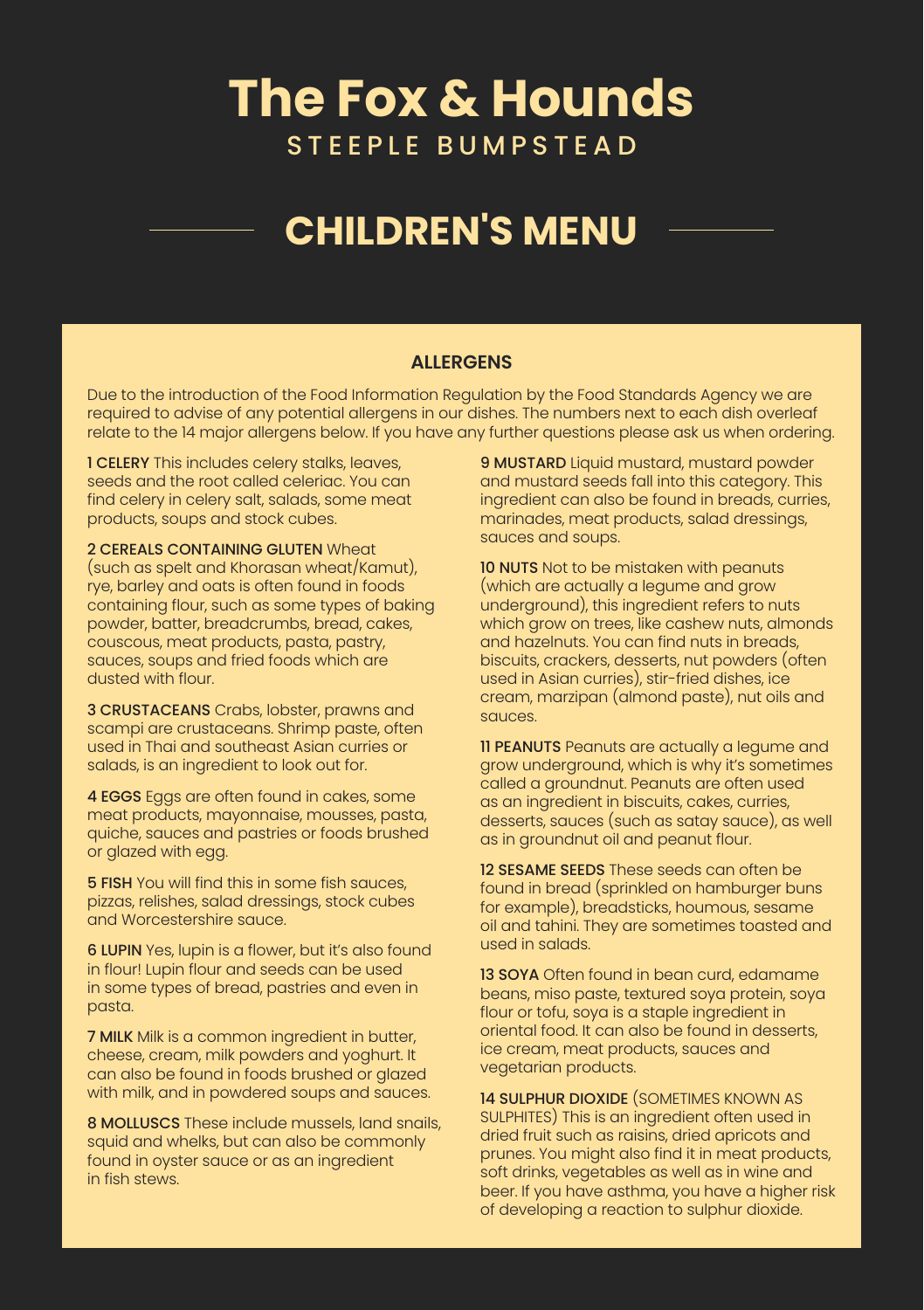# The Fox & Hounds

STEEPLE BUMPSTEAD

## CHILDREN'S MENU

### ALLERGENS

Due to the introduction of the Food Information Regulation by the Food Standards Agency we are required to advise of any potential allergens in our dishes. The numbers next to each dish overleaf relate to the 14 major allergens below. If you have any further questions please ask us when ordering.

**1 CELERY** This includes celery stalks, leaves, seeds and the root called celeriac. You can find celery in celery salt, salads, some meat products, soups and stock cubes.

**2 CEREALS CONTAINING GLUTEN** Wheat (such as spelt and Khorasan wheat/Kamut), rye, barley and oats is often found in foods containing flour, such as some types of baking powder, batter, breadcrumbs, bread, cakes, couscous, meat products, pasta, pastry, sauces, soups and fried foods which are dusted with flour.

**3 CRUSTACEANS** Crabs, lobster, prawns and scampi are crustaceans. Shrimp paste, often used in Thai and southeast Asian curries or salads, is an ingredient to look out for.

**4 EGGS** Eggs are often found in cakes, some meat products, mayonnaise, mousses, pasta, quiche, sauces and pastries or foods brushed or glazed with egg.

**5 FISH** You will find this in some fish sauces, pizzas, relishes, salad dressings, stock cubes and Worcestershire sauce.

**6 LUPIN** Yes, lupin is a flower, but it's also found in flour! Lupin flour and seeds can be used in some types of bread, pastries and even in pasta.

**7 MILK** Milk is a common ingredient in butter, cheese, cream, milk powders and yoghurt. It can also be found in foods brushed or glazed with milk, and in powdered soups and sauces.

**8 MOLLUSCS** These include mussels, land snails, squid and whelks, but can also be commonly found in oyster sauce or as an ingredient in fish stews.

**9 MUSTARD** Liquid mustard, mustard powder and mustard seeds fall into this category. This ingredient can also be found in breads, curries, marinades, meat products, salad dressings, sauces and soups.

**10 NUTS** Not to be mistaken with peanuts (which are actually a legume and grow underground), this ingredient refers to nuts which grow on trees, like cashew nuts, almonds and hazelnuts. You can find nuts in breads, biscuits, crackers, desserts, nut powders (often used in Asian curries), stir-fried dishes, ice cream, marzipan (almond paste), nut oils and sauces.

**11 PEANUTS** Peanuts are actually a legume and grow underground, which is why it's sometimes called a groundnut. Peanuts are often used as an ingredient in biscuits, cakes, curries, desserts, sauces (such as satay sauce), as well as in groundnut oil and peanut flour.

**12 SESAME SEEDS** These seeds can often be found in bread (sprinkled on hamburger buns for example), breadsticks, houmous, sesame oil and tahini. They are sometimes toasted and used in salads.

**13 SOYA** Often found in bean curd, edamame beans, miso paste, textured soya protein, soya flour or tofu, soya is a staple ingredient in oriental food. It can also be found in desserts, ice cream, meat products, sauces and vegetarian products.

**14 SULPHUR DIOXIDE** (SOMETIMES KNOWN AS SULPHITES) This is an ingredient often used in dried fruit such as raisins, dried apricots and prunes. You might also find it in meat products, soft drinks, vegetables as well as in wine and beer. If you have asthma, you have a higher risk of developing a reaction to sulphur dioxide.